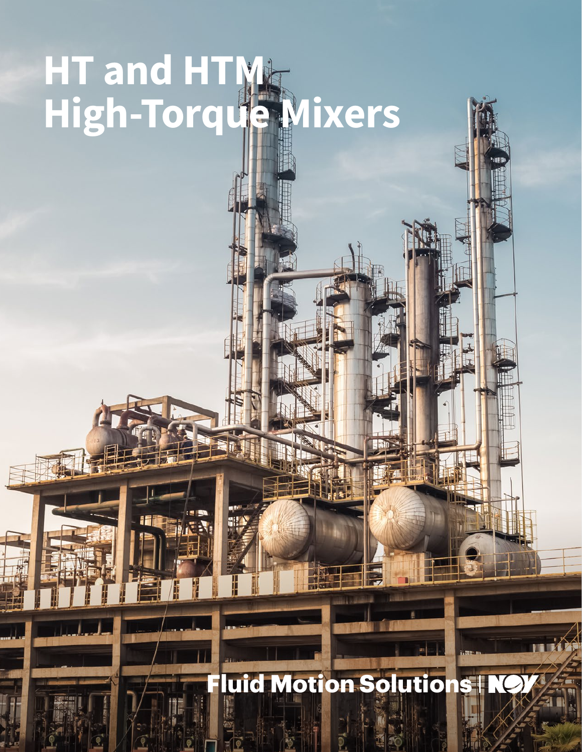# HT and HTM High-Torque Mixers

Fluid Motion Solutions | NOV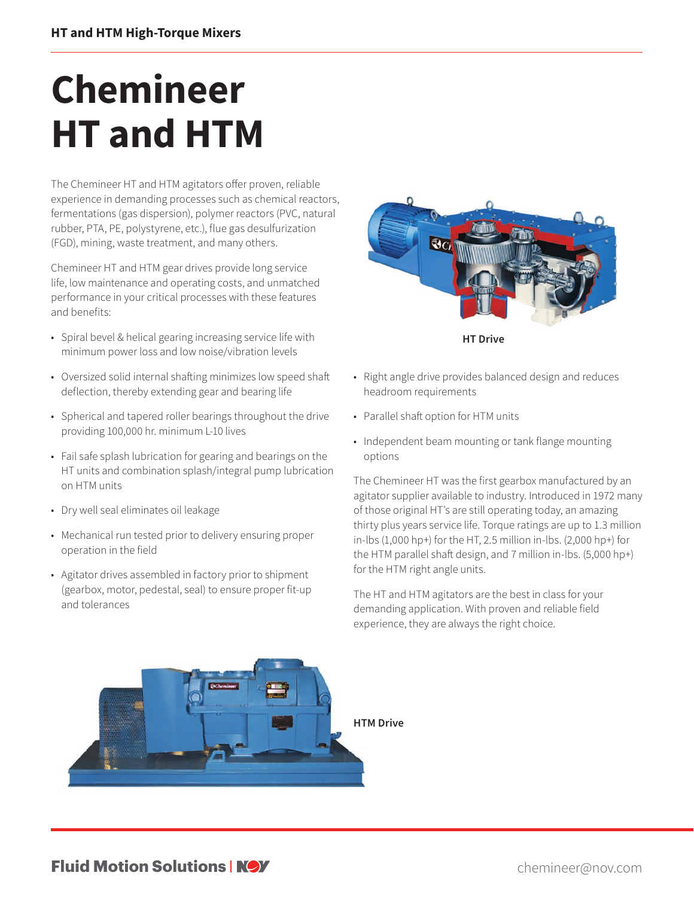# Chemineer HT and HTM

The Chemineer HT and HTM agitators offer proven, reliable experience in demanding processes such as chemical reactors, fermentations (gas dispersion), polymer reactors (PVC, natural rubber, PTA, PE, polystyrene, etc.), flue gas desulfurization (FGD), mining, waste treatment, and many others.

Chemineer HT and HTM gear drives provide long service life, low maintenance and operating costs, and unmatched performance in your critical processes with these features and benefits:

- Spiral bevel & helical gearing increasing service life with minimum power loss and low noise/vibration levels
- Oversized solid internal shafting minimizes low speed shaft deflection, thereby extending gear and bearing life
- Spherical and tapered roller bearings throughout the drive providing 100,000 hr. minimum L-10 lives
- Fail safe splash lubrication for gearing and bearings on the HT units and combination splash/integral pump lubrication on HTM units
- Dry well seal eliminates oil leakage
- Mechanical run tested prior to delivery ensuring proper operation in the field
- Agitator drives assembled in factory prior to shipment (gearbox, motor, pedestal, seal) to ensure proper fit-up and tolerances

**HT Drive**

- Right angle drive provides balanced design and reduces headroom requirements
- Parallel shaft option for HTM units
- Independent beam mounting or tank flange mounting options

The Chemineer HT was the first gearbox manufactured by an agitator supplier available to industry. Introduced in 1972 many of those original HT's are still operating today, an amazing thirty plus years service life. Torque ratings are up to 1.3 million in-lbs (1,000 hp+) for the HT, 2.5 million in-lbs. (2,000 hp+) for the HTM parallel shaft design, and 7 million in-lbs. (5,000 hp+) for the HTM right angle units.

The HT and HTM agitators are the best in class for your demanding application. With proven and reliable field experience, they are always the right choice.

**HTM Drive**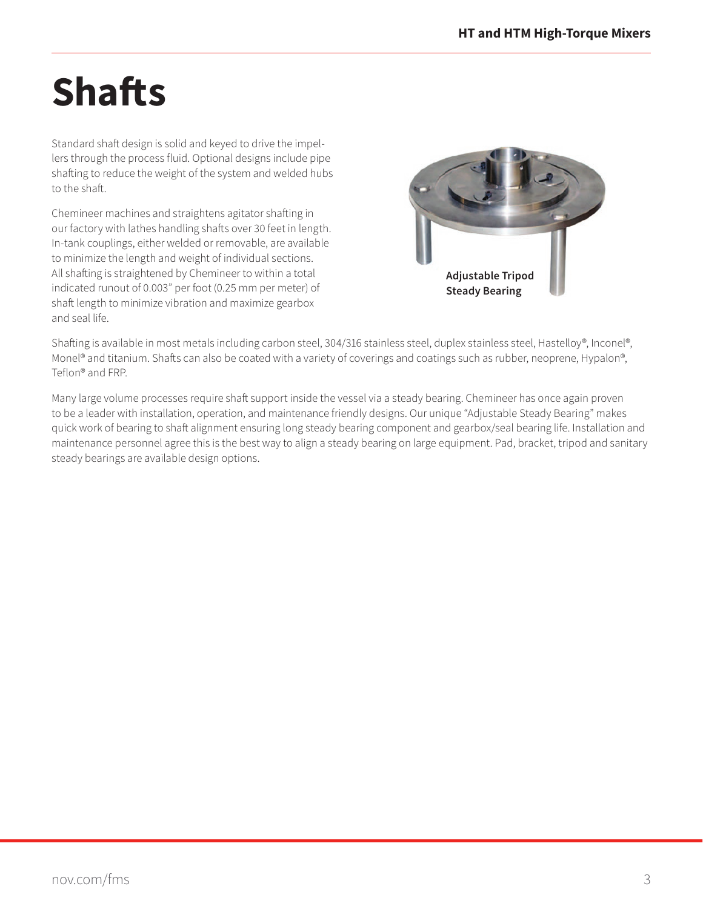# Shafts

Standard shaft design is solid and keyed to drive the impellers through the process fluid. Optional designs include pipe shafting to reduce the weight of the system and welded hubs to the shaft.

Chemineer machines and straightens agitator shafting in our factory with lathes handling shafts over 30 feet in length. In-tank couplings, either welded or removable, are available to minimize the length and weight of individual sections. All shafting is straightened by Chemineer to within a total indicated runout of 0.003" per foot (0.25 mm per meter) of shaft length to minimize vibration and maximize gearbox and seal life.

**Adjustable Tripod Steady Bearing**

Shafting is available in most metals including carbon steel, 304/316 stainless steel, duplex stainless steel, Hastelloy®, Inconel®, Monel® and titanium. Shafts can also be coated with a variety of coverings and coatings such as rubber, neoprene, Hypalon®, Teflon® and FRP.

Many large volume processes require shaft support inside the vessel via a steady bearing. Chemineer has once again proven to be a leader with installation, operation, and maintenance friendly designs. Our unique "Adjustable Steady Bearing" makes quick work of bearing to shaft alignment ensuring long steady bearing component and gearbox/seal bearing life. Installation and maintenance personnel agree this is the best way to align a steady bearing on large equipment. Pad, bracket, tripod and sanitary steady bearings are available design options.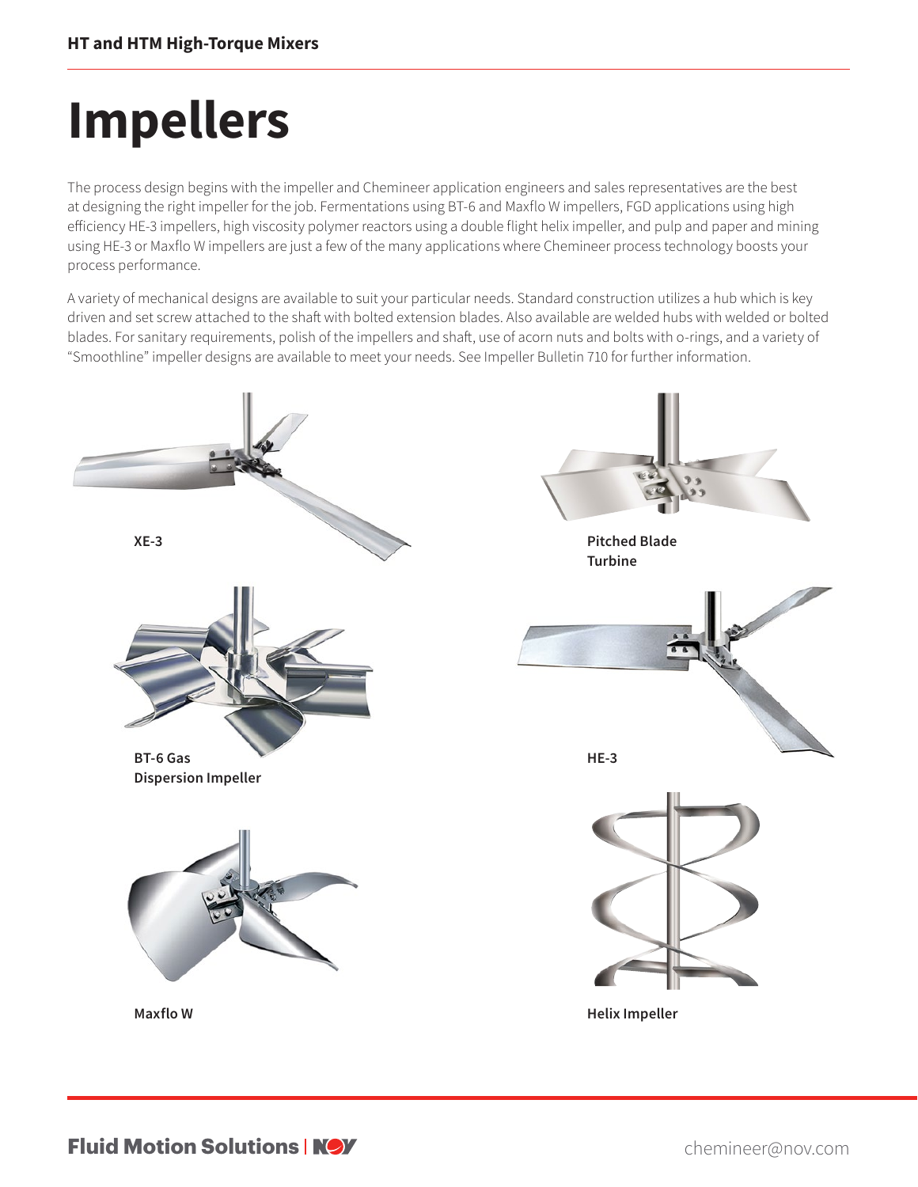# Impellers

The process design begins with the impeller and Chemineer application engineers and sales representatives are the best at designing the right impeller for the job. Fermentations using BT-6 and Maxflo W impellers, FGD applications using high efficiency HE-3 impellers, high viscosity polymer reactors using a double flight helix impeller, and pulp and paper and mining using HE-3 or Maxflo W impellers are just a few of the many applications where Chemineer process technology boosts your process performance.

A variety of mechanical designs are available to suit your particular needs. Standard construction utilizes a hub which is key driven and set screw attached to the shaft with bolted extension blades. Also available are welded hubs with welded or bolted blades. For sanitary requirements, polish of the impellers and shaft, use of acorn nuts and bolts with o-rings, and a variety of "Smoothline" impeller designs are available to meet your needs. See Impeller Bulletin 710 for further information.

**XE-3**

**Pitched Blade Turbine**

**BT-6 Gas Dispersion Impeller**

**HE-3**

**Maxflo W**

**Helix Impeller**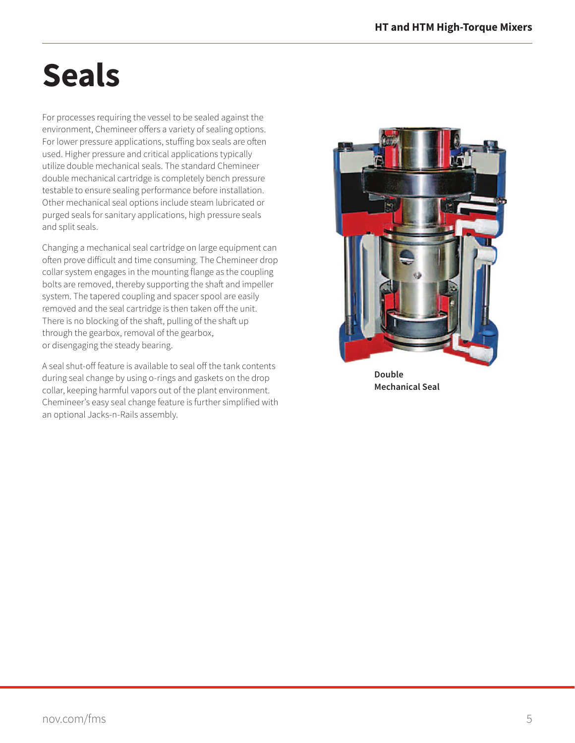# Seals

For processes requiring the vessel to be sealed against the environment, Chemineer offers a variety of sealing options. For lower pressure applications, stuffing box seals are often used. Higher pressure and critical applications typically utilize double mechanical seals. The standard Chemineer double mechanical cartridge is completely bench pressure testable to ensure sealing performance before installation. Other mechanical seal options include steam lubricated or purged seals for sanitary applications, high pressure seals and split seals.

Changing a mechanical seal cartridge on large equipment can often prove difficult and time consuming. The Chemineer drop collar system engages in the mounting flange as the coupling bolts are removed, thereby supporting the shaft and impeller system. The tapered coupling and spacer spool are easily removed and the seal cartridge is then taken off the unit. There is no blocking of the shaft, pulling of the shaft up through the gearbox, removal of the gearbox, or disengaging the steady bearing.

A seal shut-off feature is available to seal off the tank contents during seal change by using o-rings and gaskets on the drop collar, keeping harmful vapors out of the plant environment. Chemineer's easy seal change feature is further simplified with an optional Jacks-n-Rails assembly.

**Double Mechanical Seal**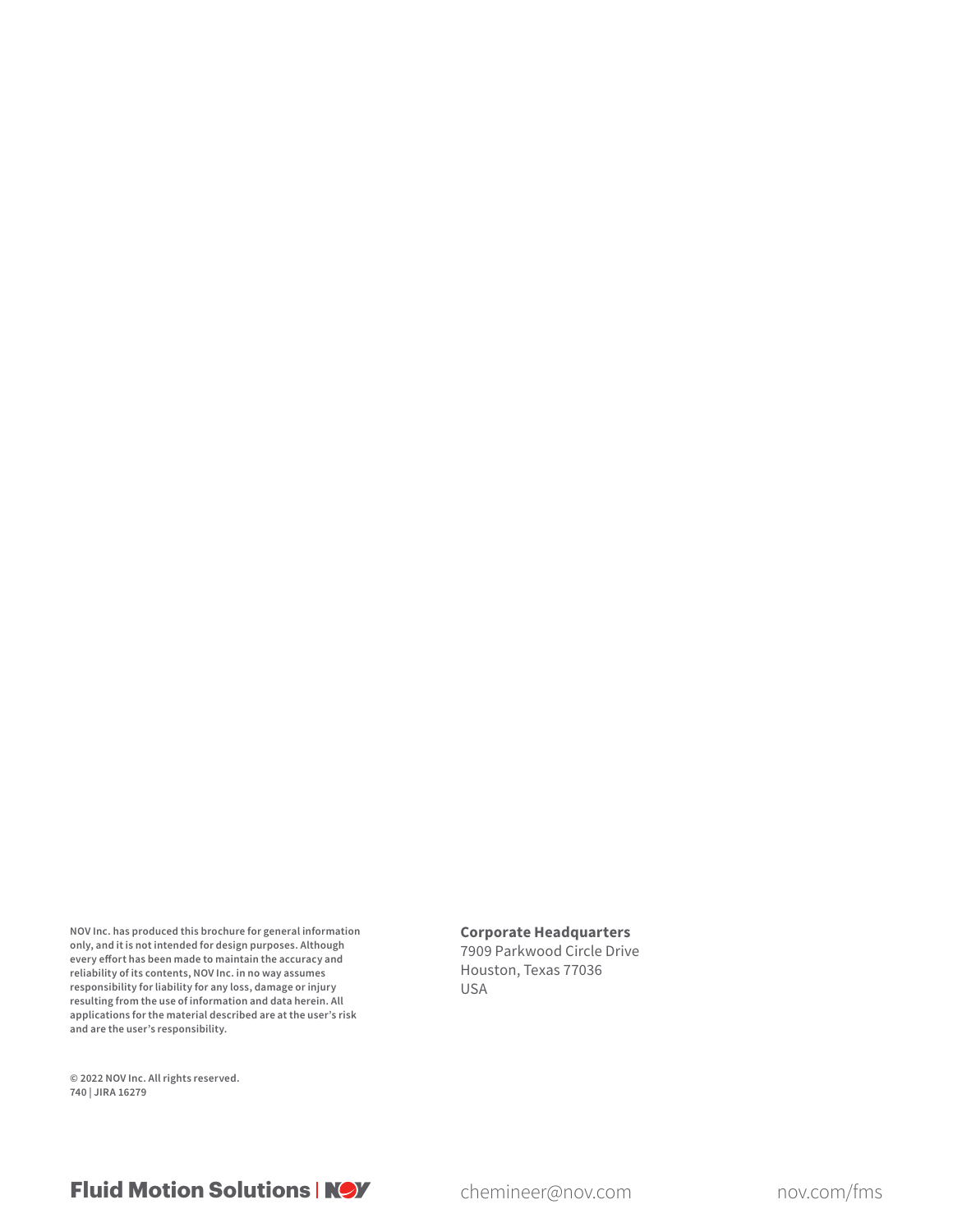NOV Inc. has produced this brochure for general information only, and it is not intended for design purposes. Although every effort has been made to maintain the accuracy and reliability of its contents, NOV Inc. in no way assumes responsibility for liability for any loss, damage or injury resulting from the use of information and data herein. All applications for the material described are at the user's risk and are the user's responsibility.

© 2022 NOV Inc. All rights reserved.
740 | JIRA 16279

**Corporate Headquarters**
7909 Parkwood Circle Drive
Houston, Texas 77036
USA

**Fluid Motion Solutions** | NOV

chemineer@nov.com

nov.com/fms